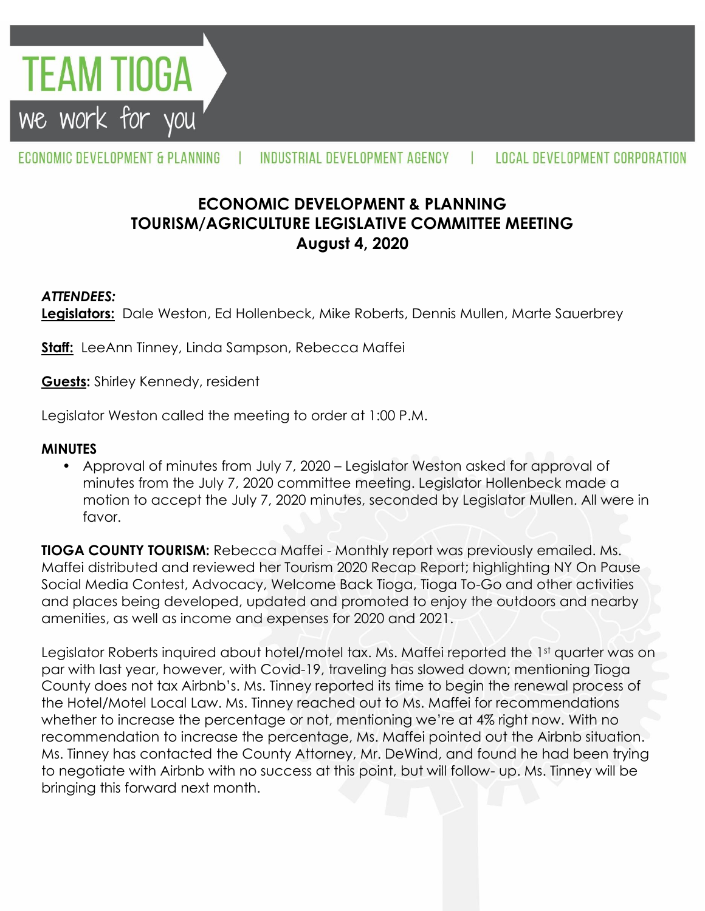TEAM TIOGA

we work for you

ECONOMIC DEVELOPMENT & PLANNING | INDUSTRIAL DEVELOPMENT AGENCY | LOCAL DEVELOPMENT CORPORATION

# ECONOMIC DEVELOPMENT & PLANNING TOURISM/AGRICULTURE LEGISLATIVE COMMITTEE MEETING August 4, 2020

***ATTENDEES:***

**Legislators:** Dale Weston, Ed Hollenbeck, Mike Roberts, Dennis Mullen, Marte Sauerbrey

**Staff:** LeeAnn Tinney, Linda Sampson, Rebecca Maffei

**Guests:** Shirley Kennedy, resident

Legislator Weston called the meeting to order at 1:00 P.M.

**MINUTES**

- Approval of minutes from July 7, 2020 – Legislator Weston asked for approval of minutes from the July 7, 2020 committee meeting. Legislator Hollenbeck made a motion to accept the July 7, 2020 minutes, seconded by Legislator Mullen. All were in favor.

**TIOGA COUNTY TOURISM:** Rebecca Maffei - Monthly report was previously emailed. Ms. Maffei distributed and reviewed her Tourism 2020 Recap Report; highlighting NY On Pause Social Media Contest, Advocacy, Welcome Back Tioga, Tioga To-Go and other activities and places being developed, updated and promoted to enjoy the outdoors and nearby amenities, as well as income and expenses for 2020 and 2021.

Legislator Roberts inquired about hotel/motel tax. Ms. Maffei reported the 1st quarter was on par with last year, however, with Covid-19, traveling has slowed down; mentioning Tioga County does not tax Airbnb's. Ms. Tinney reported its time to begin the renewal process of the Hotel/Motel Local Law. Ms. Tinney reached out to Ms. Maffei for recommendations whether to increase the percentage or not, mentioning we're at 4% right now. With no recommendation to increase the percentage, Ms. Maffei pointed out the Airbnb situation. Ms. Tinney has contacted the County Attorney, Mr. DeWind, and found he had been trying to negotiate with Airbnb with no success at this point, but will follow- up. Ms. Tinney will be bringing this forward next month.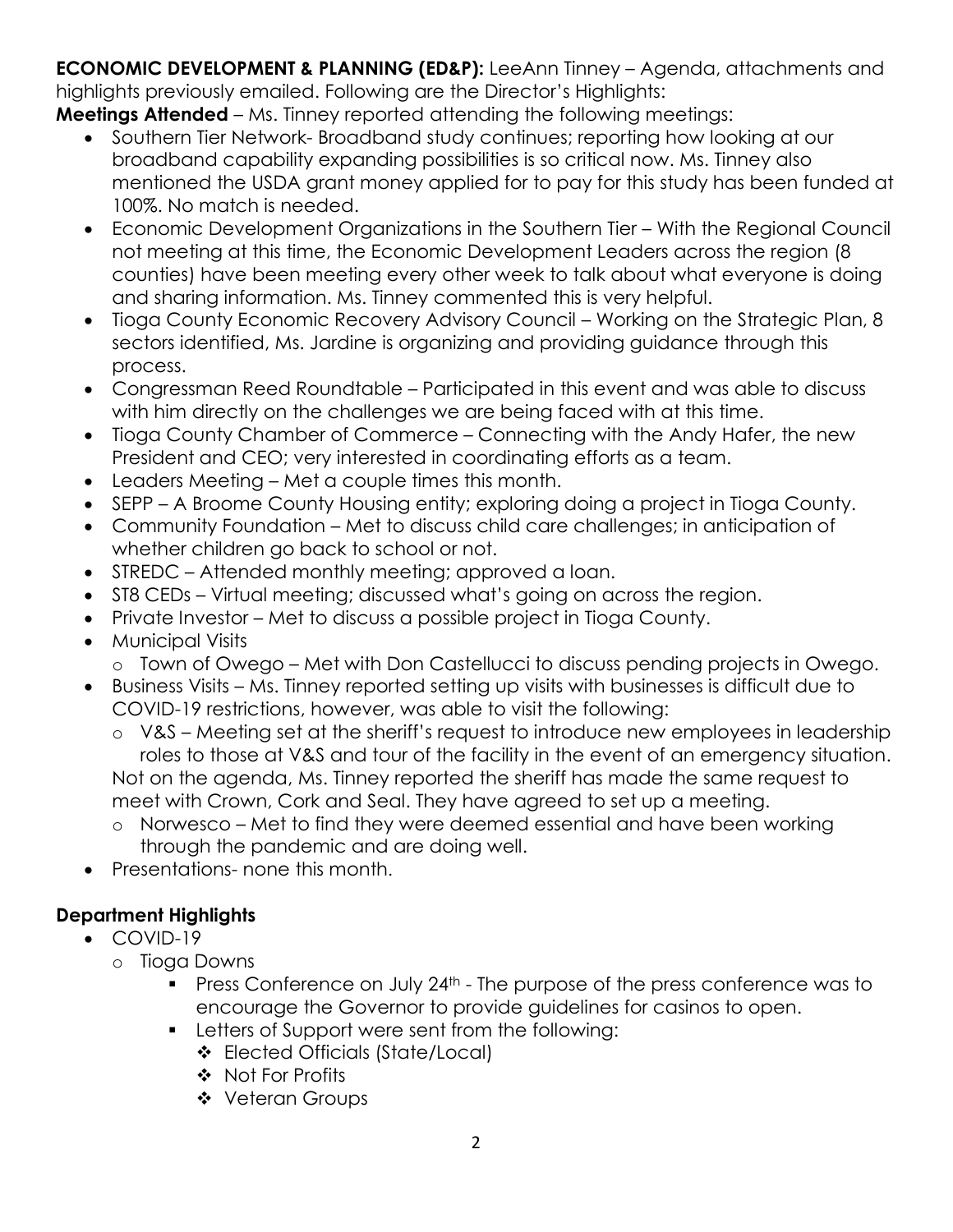**ECONOMIC DEVELOPMENT & PLANNING (ED&P):** LeeAnn Tinney – Agenda, attachments and highlights previously emailed. Following are the Director's Highlights:

**Meetings Attended** – Ms. Tinney reported attending the following meetings:

- Southern Tier Network- Broadband study continues; reporting how looking at our broadband capability expanding possibilities is so critical now. Ms. Tinney also mentioned the USDA grant money applied for to pay for this study has been funded at 100%. No match is needed.
- Economic Development Organizations in the Southern Tier – With the Regional Council not meeting at this time, the Economic Development Leaders across the region (8 counties) have been meeting every other week to talk about what everyone is doing and sharing information. Ms. Tinney commented this is very helpful.
- Tioga County Economic Recovery Advisory Council – Working on the Strategic Plan, 8 sectors identified, Ms. Jardine is organizing and providing guidance through this process.
- Congressman Reed Roundtable – Participated in this event and was able to discuss with him directly on the challenges we are being faced with at this time.
- Tioga County Chamber of Commerce – Connecting with the Andy Hafer, the new President and CEO; very interested in coordinating efforts as a team.
- Leaders Meeting – Met a couple times this month.
- SEPP – A Broome County Housing entity; exploring doing a project in Tioga County.
- Community Foundation – Met to discuss child care challenges; in anticipation of whether children go back to school or not.
- STREDC – Attended monthly meeting; approved a loan.
- ST8 CEDs – Virtual meeting; discussed what's going on across the region.
- Private Investor – Met to discuss a possible project in Tioga County.
- Municipal Visits
  - Town of Owego – Met with Don Castellucci to discuss pending projects in Owego.
- Business Visits – Ms. Tinney reported setting up visits with businesses is difficult due to COVID-19 restrictions, however, was able to visit the following:
  - V&S – Meeting set at the sheriff's request to introduce new employees in leadership roles to those at V&S and tour of the facility in the event of an emergency situation.

  Not on the agenda, Ms. Tinney reported the sheriff has made the same request to meet with Crown, Cork and Seal. They have agreed to set up a meeting.
  - Norwesco – Met to find they were deemed essential and have been working through the pandemic and are doing well.
- Presentations- none this month.

**Department Highlights**

- COVID-19
  - Tioga Downs
    - Press Conference on July 24th - The purpose of the press conference was to encourage the Governor to provide guidelines for casinos to open.
    - Letters of Support were sent from the following:
      - Elected Officials (State/Local)
      - Not For Profits
      - Veteran Groups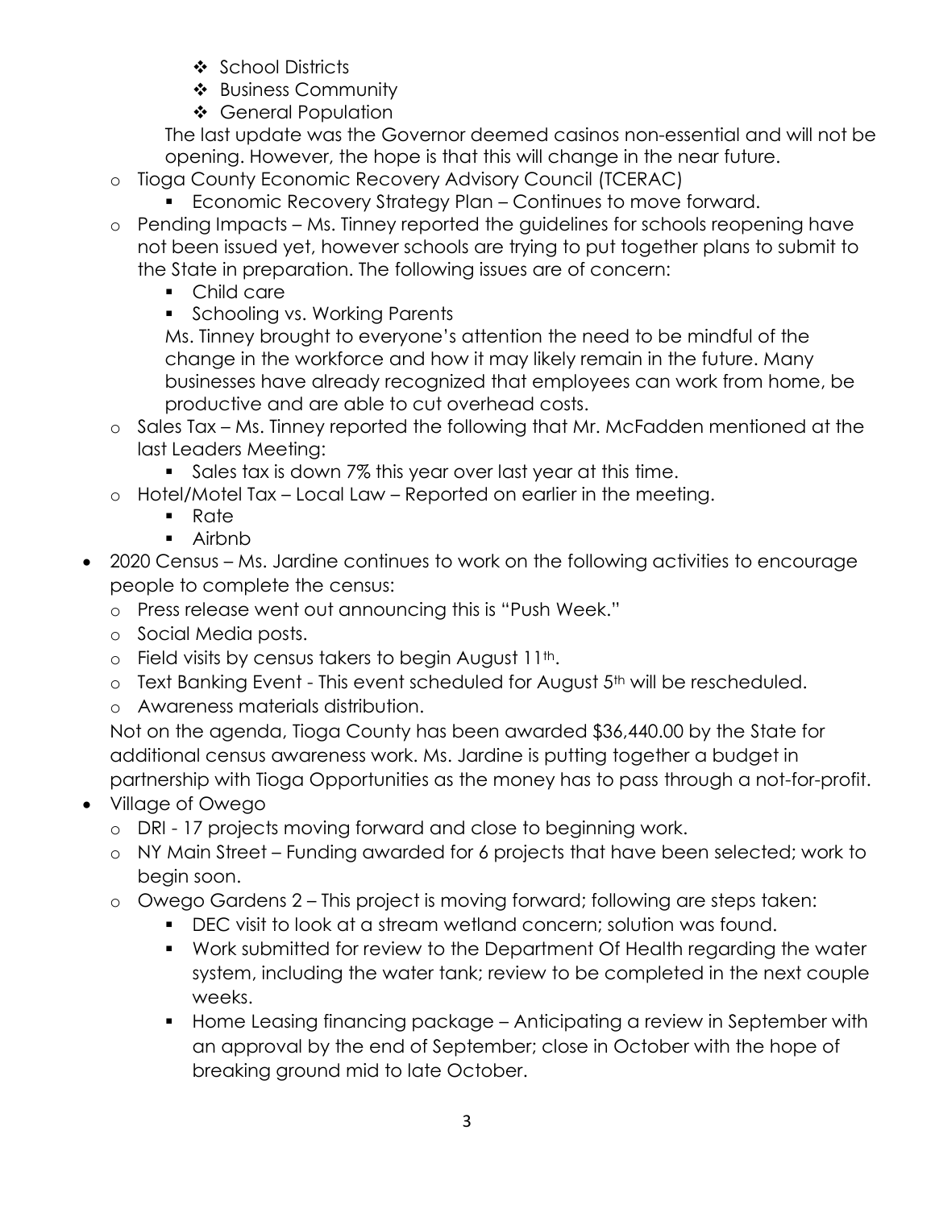- School Districts
        - Business Community
        - General Population

      The last update was the Governor deemed casinos non-essential and will not be opening. However, the hope is that this will change in the near future.

    - Tioga County Economic Recovery Advisory Council (TCERAC)
        - Economic Recovery Strategy Plan – Continues to move forward.
    - Pending Impacts – Ms. Tinney reported the guidelines for schools reopening have not been issued yet, however schools are trying to put together plans to submit to the State in preparation. The following issues are of concern:
        - Child care
        - Schooling vs. Working Parents

      Ms. Tinney brought to everyone's attention the need to be mindful of the change in the workforce and how it may likely remain in the future. Many businesses have already recognized that employees can work from home, be productive and are able to cut overhead costs.

    - Sales Tax – Ms. Tinney reported the following that Mr. McFadden mentioned at the last Leaders Meeting:
        - Sales tax is down 7% this year over last year at this time.
    - Hotel/Motel Tax – Local Law – Reported on earlier in the meeting.
        - Rate
        - Airbnb

- 2020 Census – Ms. Jardine continues to work on the following activities to encourage people to complete the census:
    - Press release went out announcing this is "Push Week."
    - Social Media posts.
    - Field visits by census takers to begin August 11th.
    - Text Banking Event - This event scheduled for August 5th will be rescheduled.
    - Awareness materials distribution.

  Not on the agenda, Tioga County has been awarded $36,440.00 by the State for additional census awareness work. Ms. Jardine is putting together a budget in partnership with Tioga Opportunities as the money has to pass through a not-for-profit.

- Village of Owego
    - DRI - 17 projects moving forward and close to beginning work.
    - NY Main Street – Funding awarded for 6 projects that have been selected; work to begin soon.
    - Owego Gardens 2 – This project is moving forward; following are steps taken:
        - DEC visit to look at a stream wetland concern; solution was found.
        - Work submitted for review to the Department Of Health regarding the water system, including the water tank; review to be completed in the next couple weeks.
        - Home Leasing financing package – Anticipating a review in September with an approval by the end of September; close in October with the hope of breaking ground mid to late October.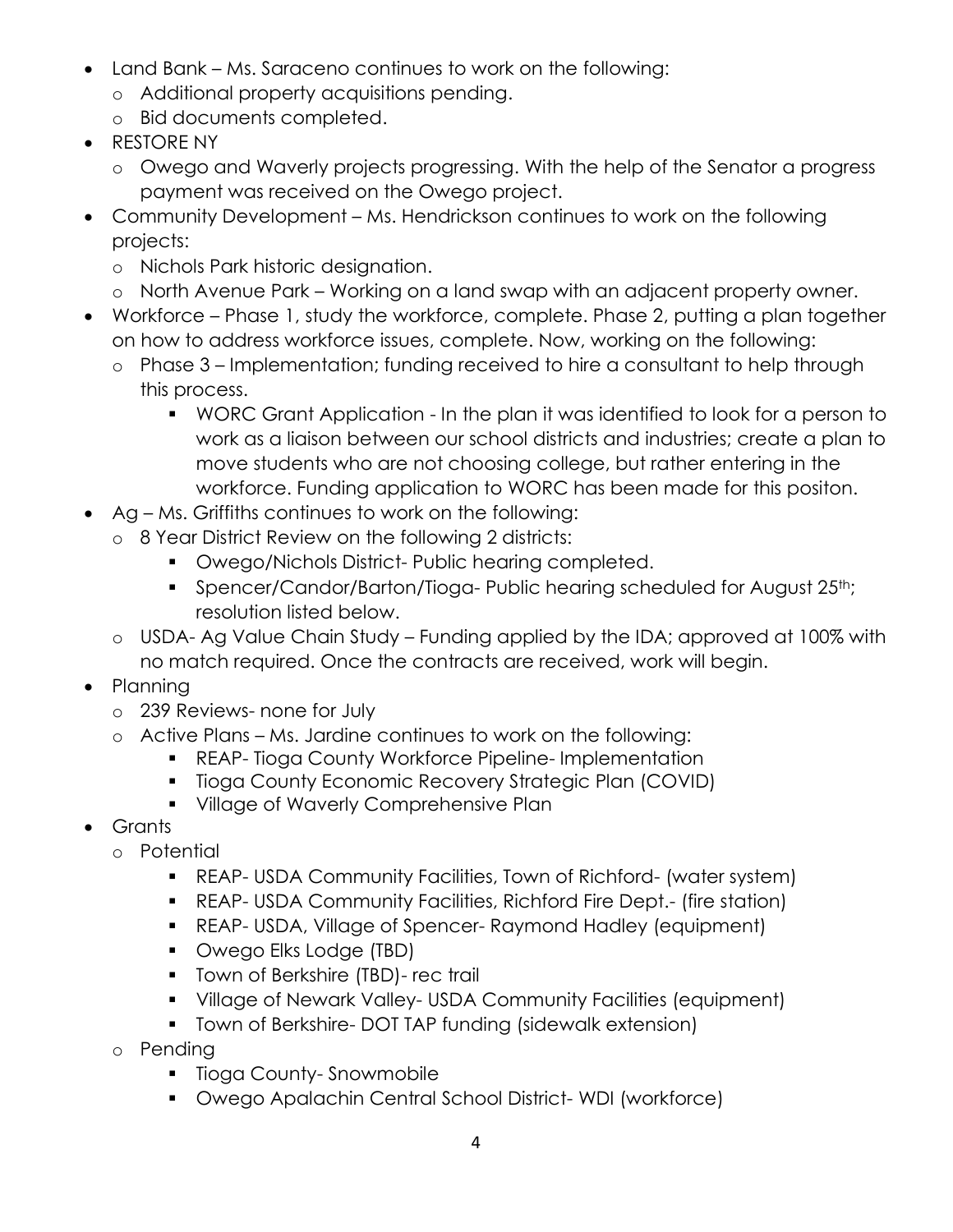- Land Bank – Ms. Saraceno continues to work on the following:
  - Additional property acquisitions pending.
  - Bid documents completed.
- RESTORE NY
  - Owego and Waverly projects progressing. With the help of the Senator a progress payment was received on the Owego project.
- Community Development – Ms. Hendrickson continues to work on the following projects:
  - Nichols Park historic designation.
  - North Avenue Park – Working on a land swap with an adjacent property owner.
- Workforce – Phase 1, study the workforce, complete. Phase 2, putting a plan together on how to address workforce issues, complete. Now, working on the following:
  - Phase 3 – Implementation; funding received to hire a consultant to help through this process.
    - WORC Grant Application - In the plan it was identified to look for a person to work as a liaison between our school districts and industries; create a plan to move students who are not choosing college, but rather entering in the workforce. Funding application to WORC has been made for this positon.
- Ag – Ms. Griffiths continues to work on the following:
  - 8 Year District Review on the following 2 districts:
    - Owego/Nichols District- Public hearing completed.
    - Spencer/Candor/Barton/Tioga- Public hearing scheduled for August 25th; resolution listed below.
  - USDA- Ag Value Chain Study – Funding applied by the IDA; approved at 100% with no match required. Once the contracts are received, work will begin.
- Planning
  - 239 Reviews- none for July
  - Active Plans – Ms. Jardine continues to work on the following:
    - REAP- Tioga County Workforce Pipeline- Implementation
    - Tioga County Economic Recovery Strategic Plan (COVID)
    - Village of Waverly Comprehensive Plan
- Grants
  - Potential
    - REAP- USDA Community Facilities, Town of Richford- (water system)
    - REAP- USDA Community Facilities, Richford Fire Dept.- (fire station)
    - REAP- USDA, Village of Spencer- Raymond Hadley (equipment)
    - Owego Elks Lodge (TBD)
    - Town of Berkshire (TBD)- rec trail
    - Village of Newark Valley- USDA Community Facilities (equipment)
    - Town of Berkshire- DOT TAP funding (sidewalk extension)
  - Pending
    - Tioga County- Snowmobile
    - Owego Apalachin Central School District- WDI (workforce)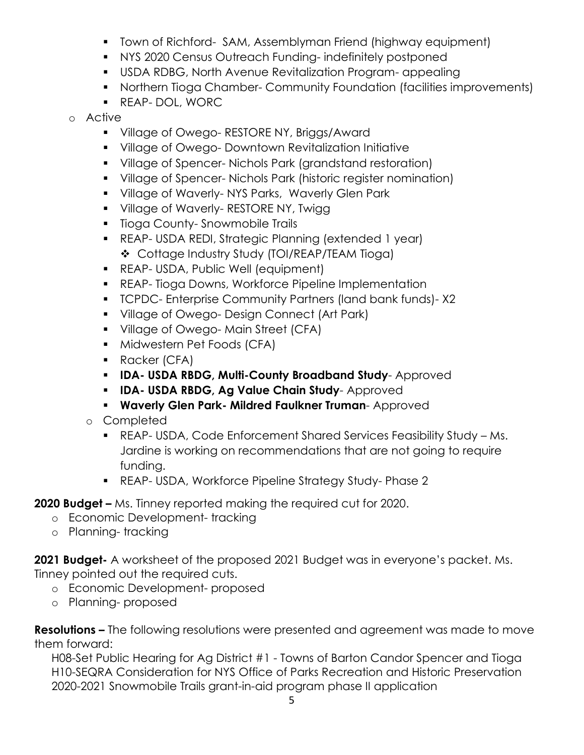- Town of Richford- SAM, Assemblyman Friend (highway equipment)
  - NYS 2020 Census Outreach Funding- indefinitely postponed
  - USDA RDBG, North Avenue Revitalization Program- appealing
  - Northern Tioga Chamber- Community Foundation (facilities improvements)
  - REAP- DOL, WORC
- Active
  - Village of Owego- RESTORE NY, Briggs/Award
  - Village of Owego- Downtown Revitalization Initiative
  - Village of Spencer- Nichols Park (grandstand restoration)
  - Village of Spencer- Nichols Park (historic register nomination)
  - Village of Waverly- NYS Parks, Waverly Glen Park
  - Village of Waverly- RESTORE NY, Twigg
  - Tioga County- Snowmobile Trails
  - REAP- USDA REDI, Strategic Planning (extended 1 year)
    - Cottage Industry Study (TOI/REAP/TEAM Tioga)
  - REAP- USDA, Public Well (equipment)
  - REAP- Tioga Downs, Workforce Pipeline Implementation
  - TCPDC- Enterprise Community Partners (land bank funds)- X2
  - Village of Owego- Design Connect (Art Park)
  - Village of Owego- Main Street (CFA)
  - Midwestern Pet Foods (CFA)
  - Racker (CFA)
  - **IDA- USDA RBDG, Multi-County Broadband Study**- Approved
  - **IDA- USDA RBDG, Ag Value Chain Study**- Approved
  - **Waverly Glen Park- Mildred Faulkner Truman**- Approved
- Completed
  - REAP- USDA, Code Enforcement Shared Services Feasibility Study – Ms. Jardine is working on recommendations that are not going to require funding.
  - REAP- USDA, Workforce Pipeline Strategy Study- Phase 2

**2020 Budget –** Ms. Tinney reported making the required cut for 2020.

- Economic Development- tracking
- Planning- tracking

**2021 Budget-** A worksheet of the proposed 2021 Budget was in everyone's packet. Ms. Tinney pointed out the required cuts.

- Economic Development- proposed
- Planning- proposed

**Resolutions –** The following resolutions were presented and agreement was made to move them forward:

H08-Set Public Hearing for Ag District #1 - Towns of Barton Candor Spencer and Tioga
H10-SEQRA Consideration for NYS Office of Parks Recreation and Historic Preservation 2020-2021 Snowmobile Trails grant-in-aid program phase II application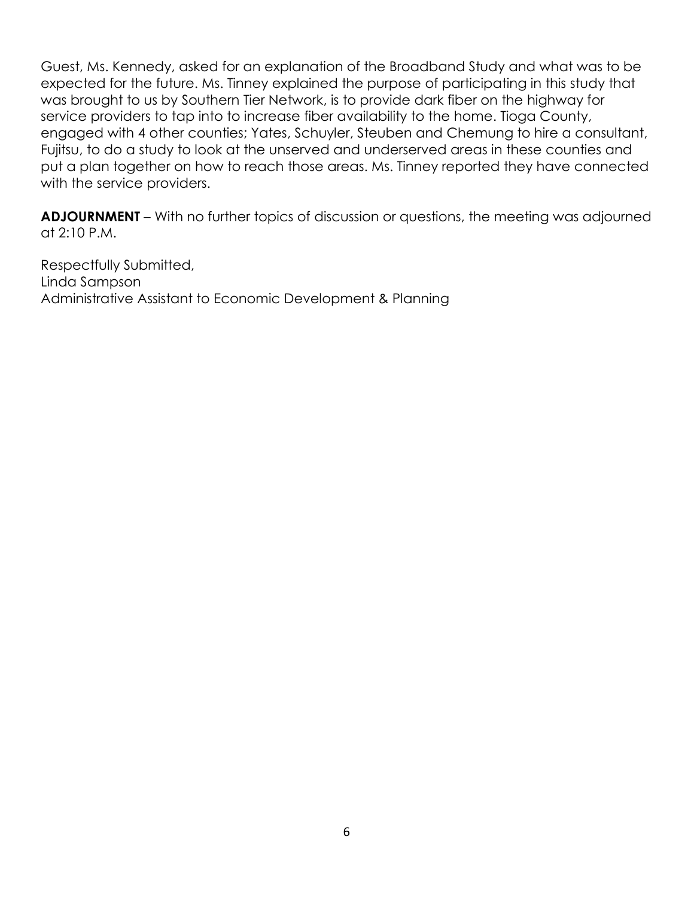Guest, Ms. Kennedy, asked for an explanation of the Broadband Study and what was to be expected for the future. Ms. Tinney explained the purpose of participating in this study that was brought to us by Southern Tier Network, is to provide dark fiber on the highway for service providers to tap into to increase fiber availability to the home. Tioga County, engaged with 4 other counties; Yates, Schuyler, Steuben and Chemung to hire a consultant, Fujitsu, to do a study to look at the unserved and underserved areas in these counties and put a plan together on how to reach those areas. Ms. Tinney reported they have connected with the service providers.

**ADJOURNMENT** – With no further topics of discussion or questions, the meeting was adjourned at 2:10 P.M.

Respectfully Submitted,
Linda Sampson
Administrative Assistant to Economic Development & Planning